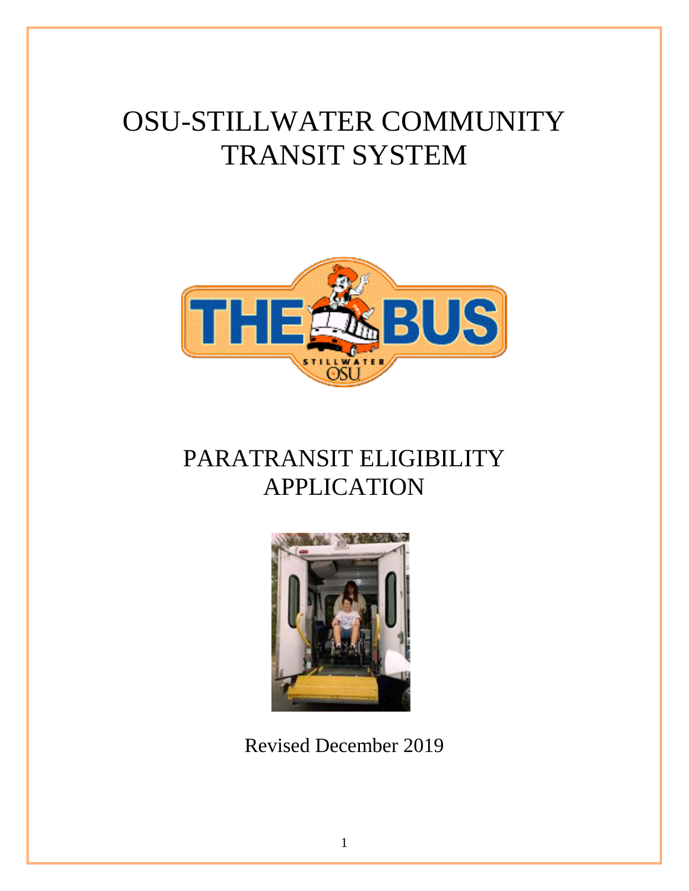# OSU-STILLWATER COMMUNITY TRANSIT SYSTEM

# PARATRANSIT ELIGIBILITY APPLICATION

Revised December 2019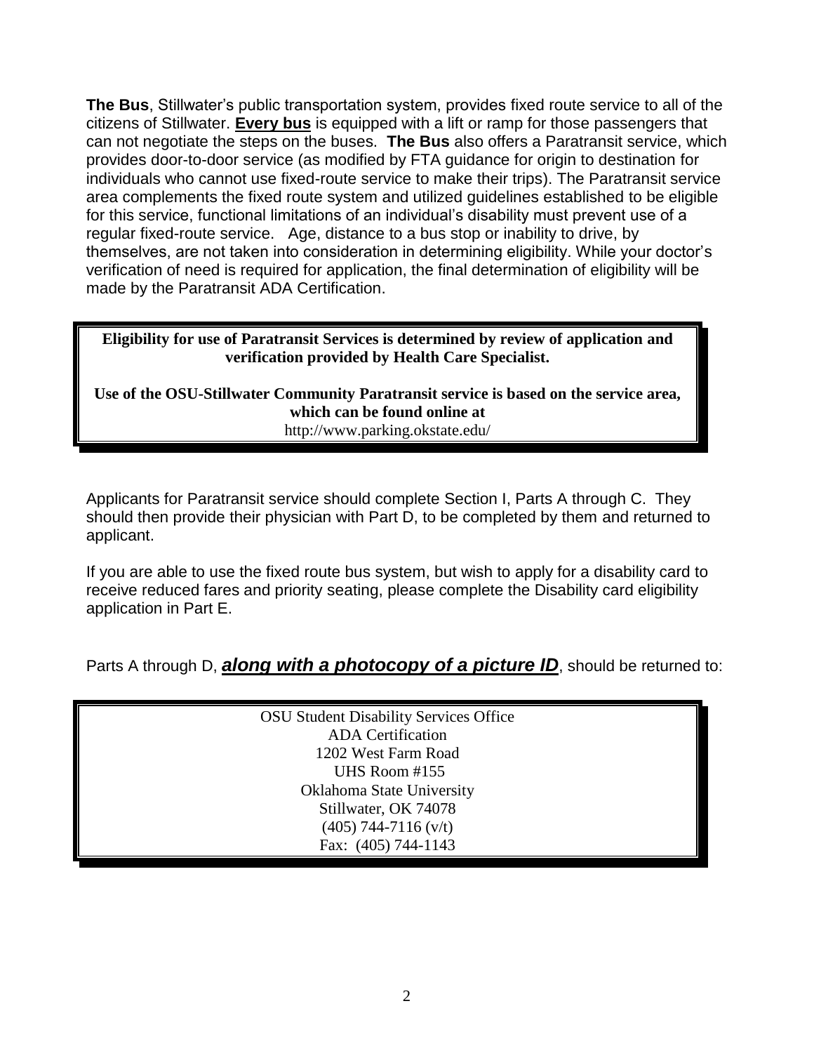**The Bus**, Stillwater's public transportation system, provides fixed route service to all of the citizens of Stillwater. **Every bus** is equipped with a lift or ramp for those passengers that can not negotiate the steps on the buses. **The Bus** also offers a Paratransit service, which provides door-to-door service (as modified by FTA guidance for origin to destination for individuals who cannot use fixed-route service to make their trips). The Paratransit service area complements the fixed route system and utilized guidelines established to be eligible for this service, functional limitations of an individual's disability must prevent use of a regular fixed-route service. Age, distance to a bus stop or inability to drive, by themselves, are not taken into consideration in determining eligibility. While your doctor's verification of need is required for application, the final determination of eligibility will be made by the Paratransit ADA Certification.

**Eligibility for use of Paratransit Services is determined by review of application and verification provided by Health Care Specialist.**

**Use of the OSU-Stillwater Community Paratransit service is based on the service area, which can be found online at**
http://www.parking.okstate.edu/

Applicants for Paratransit service should complete Section I, Parts A through C. They should then provide their physician with Part D, to be completed by them and returned to applicant.

If you are able to use the fixed route bus system, but wish to apply for a disability card to receive reduced fares and priority seating, please complete the Disability card eligibility application in Part E.

Parts A through D, ***along with a photocopy of a picture ID***, should be returned to:

OSU Student Disability Services Office
ADA Certification
1202 West Farm Road
UHS Room #155
Oklahoma State University
Stillwater, OK 74078
(405) 744-7116 (v/t)
Fax: (405) 744-1143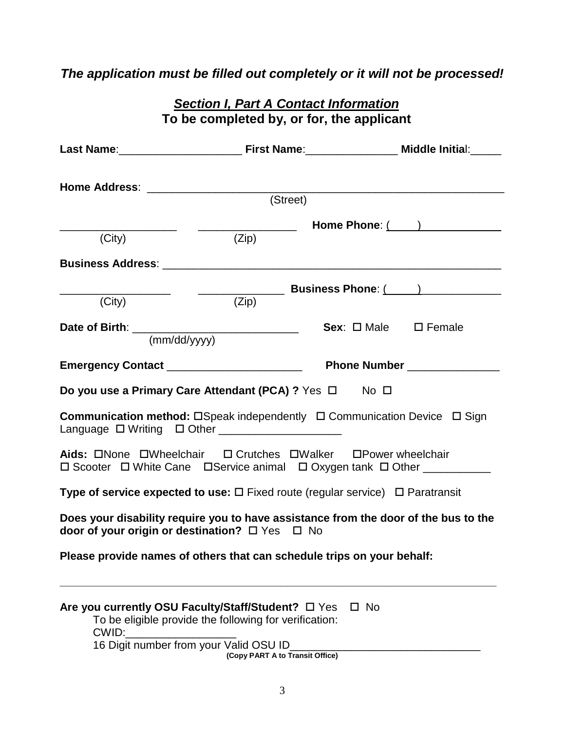***The application must be filled out completely or it will not be processed!***

## ***Section I, Part A Contact Information***

**To be completed by, or for, the applicant**

**Last Name**:____________________ **First Name**:_______________ **Middle Initial**:_____

**Home Address**: ____________________________________________________________
(Street)

___________________ ________________ **Home Phone**: (____)_____________
(City) (Zip)

**Business Address**: _________________________________________________________

__________________ ______________ **Business Phone**: (_____)_____________
(City) (Zip)

**Date of Birth**: ___________________________ **Sex**: ☐ Male ☐ Female
(mm/dd/yyyy)

**Emergency Contact** ______________________ **Phone Number** _______________

**Do you use a Primary Care Attendant (PCA) ?** Yes ☐ No ☐

**Communication method:** ☐Speak independently ☐ Communication Device ☐ Sign Language ☐ Writing ☐ Other ____________________

**Aids:** ☐None ☐Wheelchair ☐ Crutches ☐Walker ☐Power wheelchair ☐ Scooter ☐ White Cane ☐Service animal ☐ Oxygen tank ☐ Other ___________

**Type of service expected to use:** ☐ Fixed route (regular service) ☐ Paratransit

**Does your disability require you to have assistance from the door of the bus to the door of your origin or destination?** ☐ Yes ☐ No

**Please provide names of others that can schedule trips on your behalf:**

______________________________________________________________________

**Are you currently OSU Faculty/Staff/Student?** ☐ Yes ☐ No

To be eligible provide the following for verification:

CWID:__________________

16 Digit number from your Valid OSU ID_______________________________

**(Copy PART A to Transit Office)**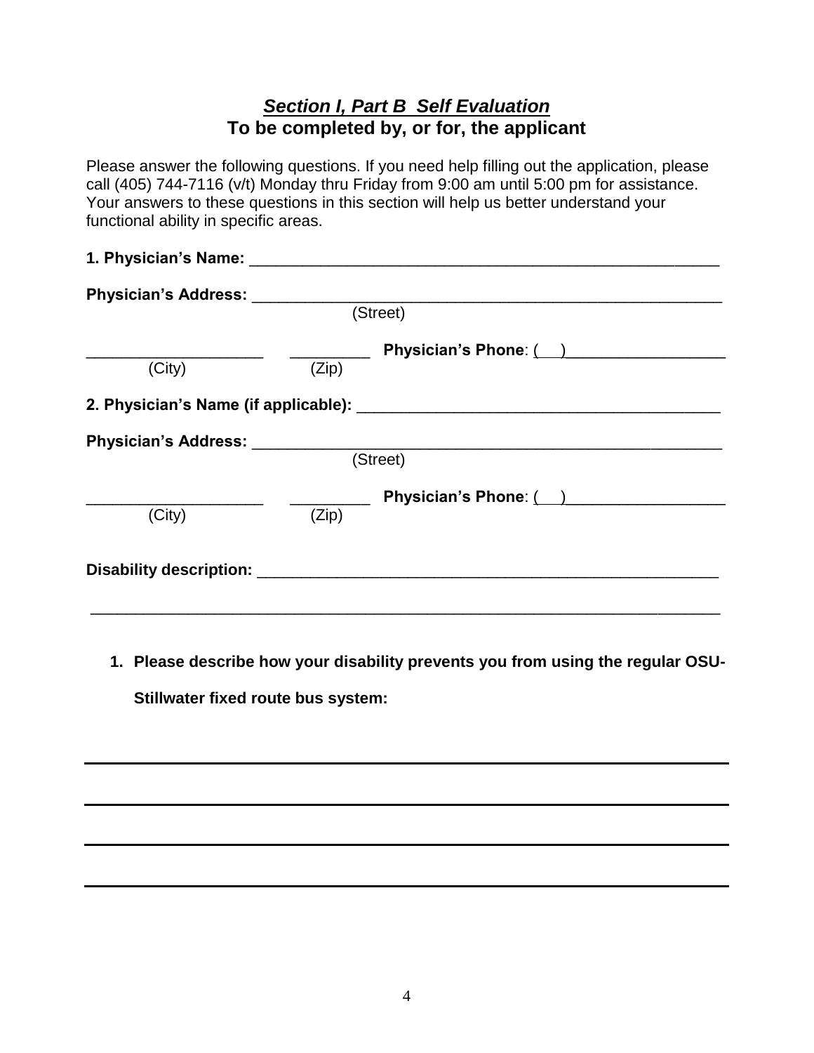## ***Section I, Part B  Self Evaluation***
## **To be completed by, or for, the applicant**

Please answer the following questions. If you need help filling out the application, please call (405) 744-7116 (v/t) Monday thru Friday from 9:00 am until 5:00 pm for assistance. Your answers to these questions in this section will help us better understand your functional ability in specific areas.

**1. Physician's Name:** ______________________________________________________

**Physician's Address:** ______________________________________________________
(Street)

____________________ _________ **Physician's Phone**: (   )__________________
(City) (Zip)

**2. Physician's Name (if applicable):** __________________________________________

**Physician's Address:** ______________________________________________________
(Street)

____________________ _________ **Physician's Phone**: (   )__________________
(City) (Zip)

**Disability description:** ____________________________________________________

_________________________________________________________________________

1. **Please describe how your disability prevents you from using the regular OSU-Stillwater fixed route bus system:**

_________________________________________________________________________

_________________________________________________________________________

_________________________________________________________________________

_________________________________________________________________________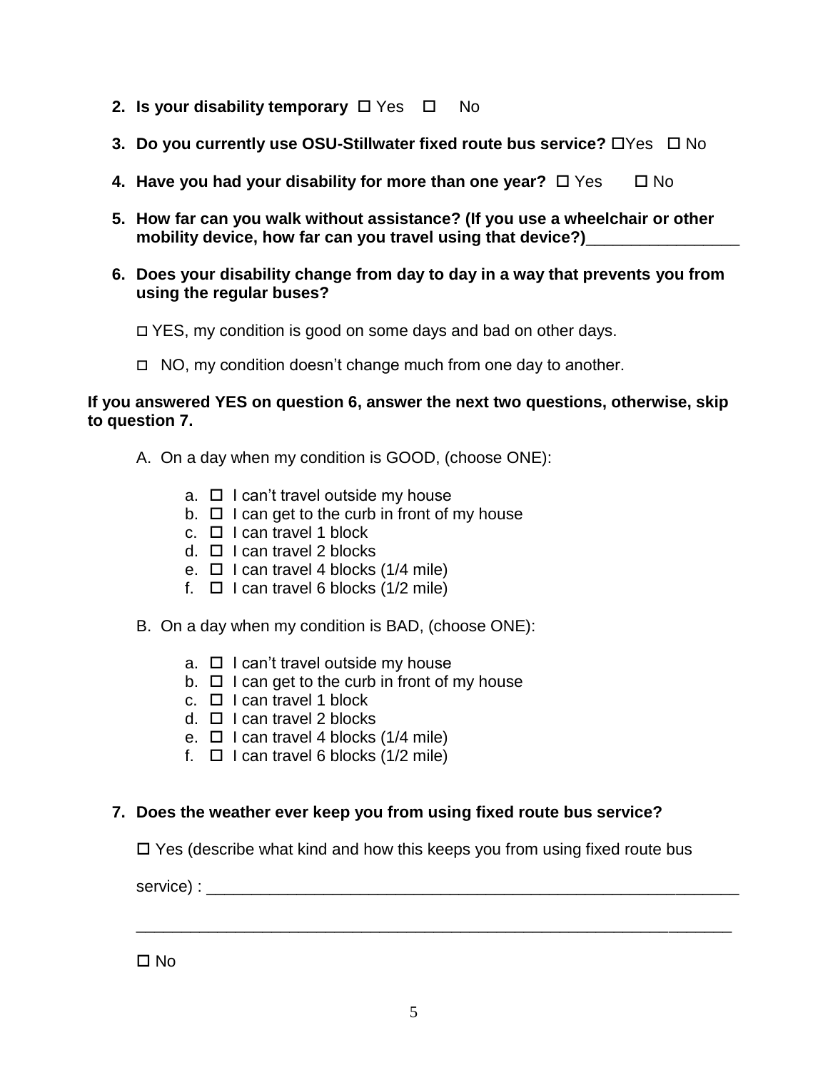2. **Is your disability temporary** ☐ Yes ☐ No

3. **Do you currently use OSU-Stillwater fixed route bus service?** ☐Yes ☐ No

4. **Have you had your disability for more than one year?** ☐ Yes ☐ No

5. **How far can you walk without assistance? (If you use a wheelchair or other mobility device, how far can you travel using that device?)**_________________

6. **Does your disability change from day to day in a way that prevents you from using the regular buses?**

   ☐ YES, my condition is good on some days and bad on other days.

   ☐ NO, my condition doesn't change much from one day to another.

**If you answered YES on question 6, answer the next two questions, otherwise, skip to question 7.**

A. On a day when my condition is GOOD, (choose ONE):

   a. ☐ I can't travel outside my house
   b. ☐ I can get to the curb in front of my house
   c. ☐ I can travel 1 block
   d. ☐ I can travel 2 blocks
   e. ☐ I can travel 4 blocks (1/4 mile)
   f. ☐ I can travel 6 blocks (1/2 mile)

B. On a day when my condition is BAD, (choose ONE):

   a. ☐ I can't travel outside my house
   b. ☐ I can get to the curb in front of my house
   c. ☐ I can travel 1 block
   d. ☐ I can travel 2 blocks
   e. ☐ I can travel 4 blocks (1/4 mile)
   f. ☐ I can travel 6 blocks (1/2 mile)

7. **Does the weather ever keep you from using fixed route bus service?**

   ☐ Yes (describe what kind and how this keeps you from using fixed route bus service) : _______________________________________________________________

   _________________________________________________________________________

   ☐ No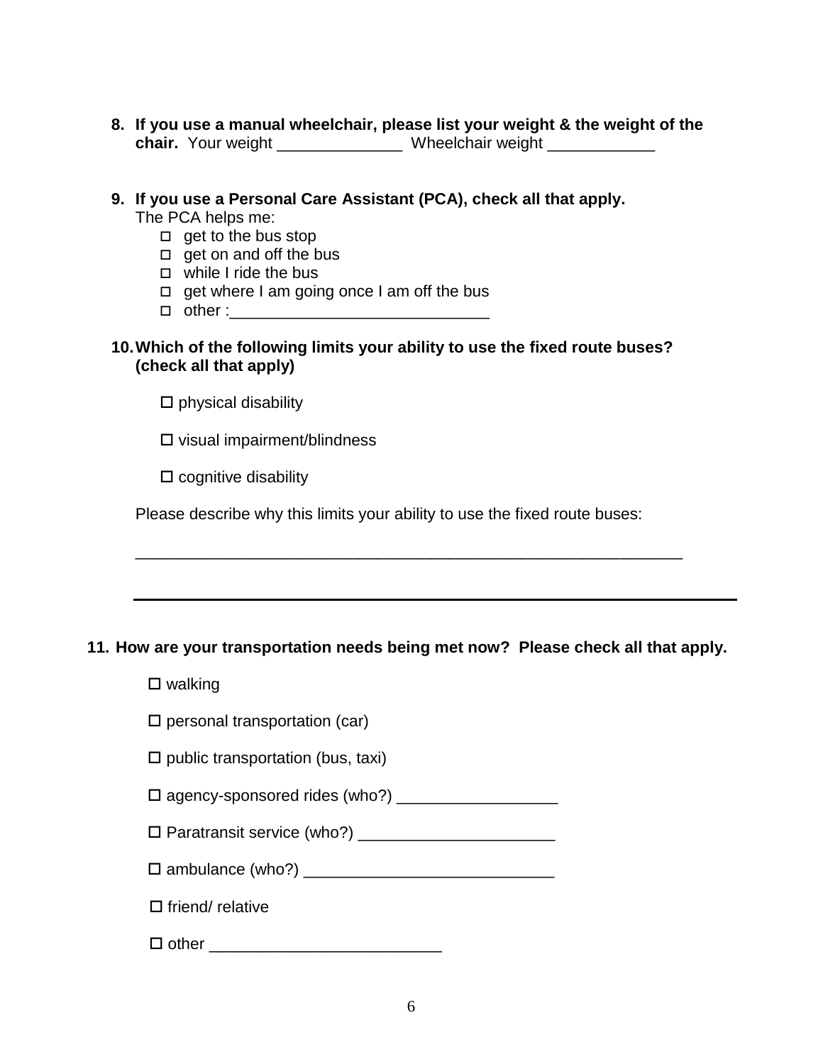8. **If you use a manual wheelchair, please list your weight & the weight of the chair.** Your weight ______________ Wheelchair weight ____________

9. **If you use a Personal Care Assistant (PCA), check all that apply.**
   The PCA helps me:
   - ☐ get to the bus stop
   - ☐ get on and off the bus
   - ☐ while I ride the bus
   - ☐ get where I am going once I am off the bus
   - ☐ other :_____________________________

10. **Which of the following limits your ability to use the fixed route buses? (check all that apply)**

    ☐ physical disability

    ☐ visual impairment/blindness

    ☐ cognitive disability

    Please describe why this limits your ability to use the fixed route buses:

    ______________________________________________________________

    ______________________________________________________________

11. **How are your transportation needs being met now? Please check all that apply.**

    ☐ walking

    ☐ personal transportation (car)

    ☐ public transportation (bus, taxi)

    ☐ agency-sponsored rides (who?) __________________

    ☐ Paratransit service (who?) ______________________

    ☐ ambulance (who?) ____________________________

    ☐ friend/ relative

    ☐ other __________________________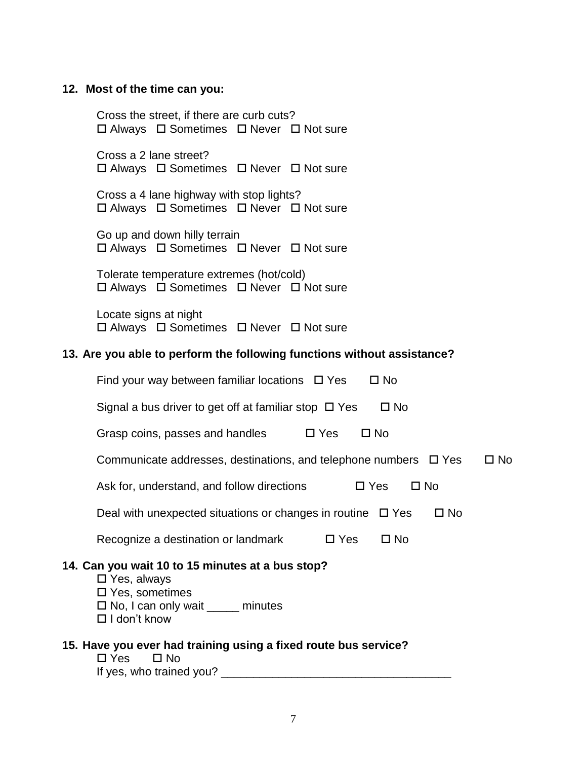**12. Most of the time can you:**

Cross the street, if there are curb cuts?
☐ Always ☐ Sometimes ☐ Never ☐ Not sure

Cross a 2 lane street?
☐ Always ☐ Sometimes ☐ Never ☐ Not sure

Cross a 4 lane highway with stop lights?
☐ Always ☐ Sometimes ☐ Never ☐ Not sure

Go up and down hilly terrain
☐ Always ☐ Sometimes ☐ Never ☐ Not sure

Tolerate temperature extremes (hot/cold)
☐ Always ☐ Sometimes ☐ Never ☐ Not sure

Locate signs at night
☐ Always ☐ Sometimes ☐ Never ☐ Not sure

**13. Are you able to perform the following functions without assistance?**

Find your way between familiar locations ☐ Yes ☐ No

Signal a bus driver to get off at familiar stop ☐ Yes ☐ No

Grasp coins, passes and handles ☐ Yes ☐ No

Communicate addresses, destinations, and telephone numbers ☐ Yes ☐ No

Ask for, understand, and follow directions ☐ Yes ☐ No

Deal with unexpected situations or changes in routine ☐ Yes ☐ No

Recognize a destination or landmark ☐ Yes ☐ No

**14. Can you wait 10 to 15 minutes at a bus stop?**

☐ Yes, always
☐ Yes, sometimes
☐ No, I can only wait _____ minutes
☐ I don't know

**15. Have you ever had training using a fixed route bus service?**

☐ Yes ☐ No
If yes, who trained you? ____________________________________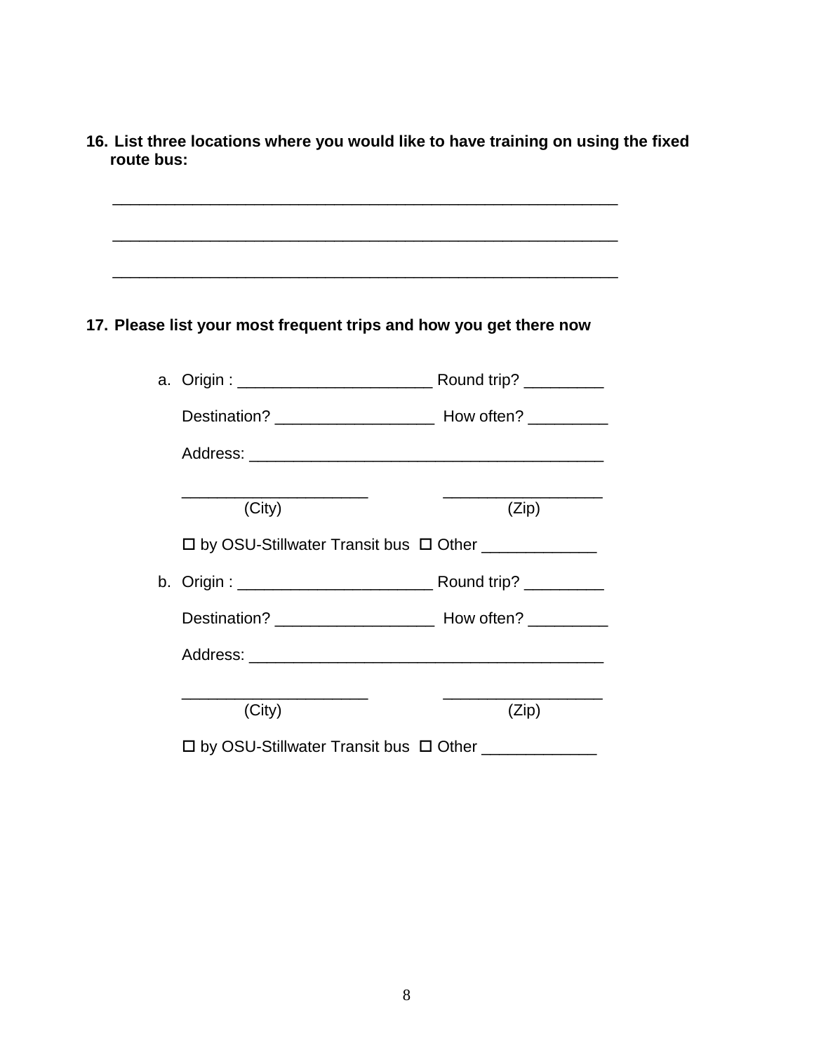**16. List three locations where you would like to have training on using the fixed route bus:**

\_\_\_\_\_\_\_\_\_\_\_\_\_\_\_\_\_\_\_\_\_\_\_\_\_\_\_\_\_\_\_\_\_\_\_\_\_\_\_\_\_\_\_\_\_\_\_\_\_\_\_\_\_\_\_\_

\_\_\_\_\_\_\_\_\_\_\_\_\_\_\_\_\_\_\_\_\_\_\_\_\_\_\_\_\_\_\_\_\_\_\_\_\_\_\_\_\_\_\_\_\_\_\_\_\_\_\_\_\_\_\_\_

\_\_\_\_\_\_\_\_\_\_\_\_\_\_\_\_\_\_\_\_\_\_\_\_\_\_\_\_\_\_\_\_\_\_\_\_\_\_\_\_\_\_\_\_\_\_\_\_\_\_\_\_\_\_\_\_

**17. Please list your most frequent trips and how you get there now**

a. Origin : \_\_\_\_\_\_\_\_\_\_\_\_\_\_\_\_\_\_\_\_\_\_ Round trip? \_\_\_\_\_\_\_\_\_

Destination? \_\_\_\_\_\_\_\_\_\_\_\_\_\_\_\_\_\_ How often? \_\_\_\_\_\_\_\_\_

Address: \_\_\_\_\_\_\_\_\_\_\_\_\_\_\_\_\_\_\_\_\_\_\_\_\_\_\_\_\_\_\_\_\_\_\_\_\_\_\_\_

\_\_\_\_\_\_\_\_\_\_\_\_\_\_\_\_\_\_\_\_\_ (City) \_\_\_\_\_\_\_\_\_\_\_\_\_\_\_\_\_\_ (Zip)

☐ by OSU-Stillwater Transit bus ☐ Other \_\_\_\_\_\_\_\_\_\_\_\_\_

b. Origin : \_\_\_\_\_\_\_\_\_\_\_\_\_\_\_\_\_\_\_\_\_\_ Round trip? \_\_\_\_\_\_\_\_\_

Destination? \_\_\_\_\_\_\_\_\_\_\_\_\_\_\_\_\_\_ How often? \_\_\_\_\_\_\_\_\_

Address: \_\_\_\_\_\_\_\_\_\_\_\_\_\_\_\_\_\_\_\_\_\_\_\_\_\_\_\_\_\_\_\_\_\_\_\_\_\_\_\_

\_\_\_\_\_\_\_\_\_\_\_\_\_\_\_\_\_\_\_\_\_ (City) \_\_\_\_\_\_\_\_\_\_\_\_\_\_\_\_\_\_ (Zip)

☐ by OSU-Stillwater Transit bus ☐ Other \_\_\_\_\_\_\_\_\_\_\_\_\_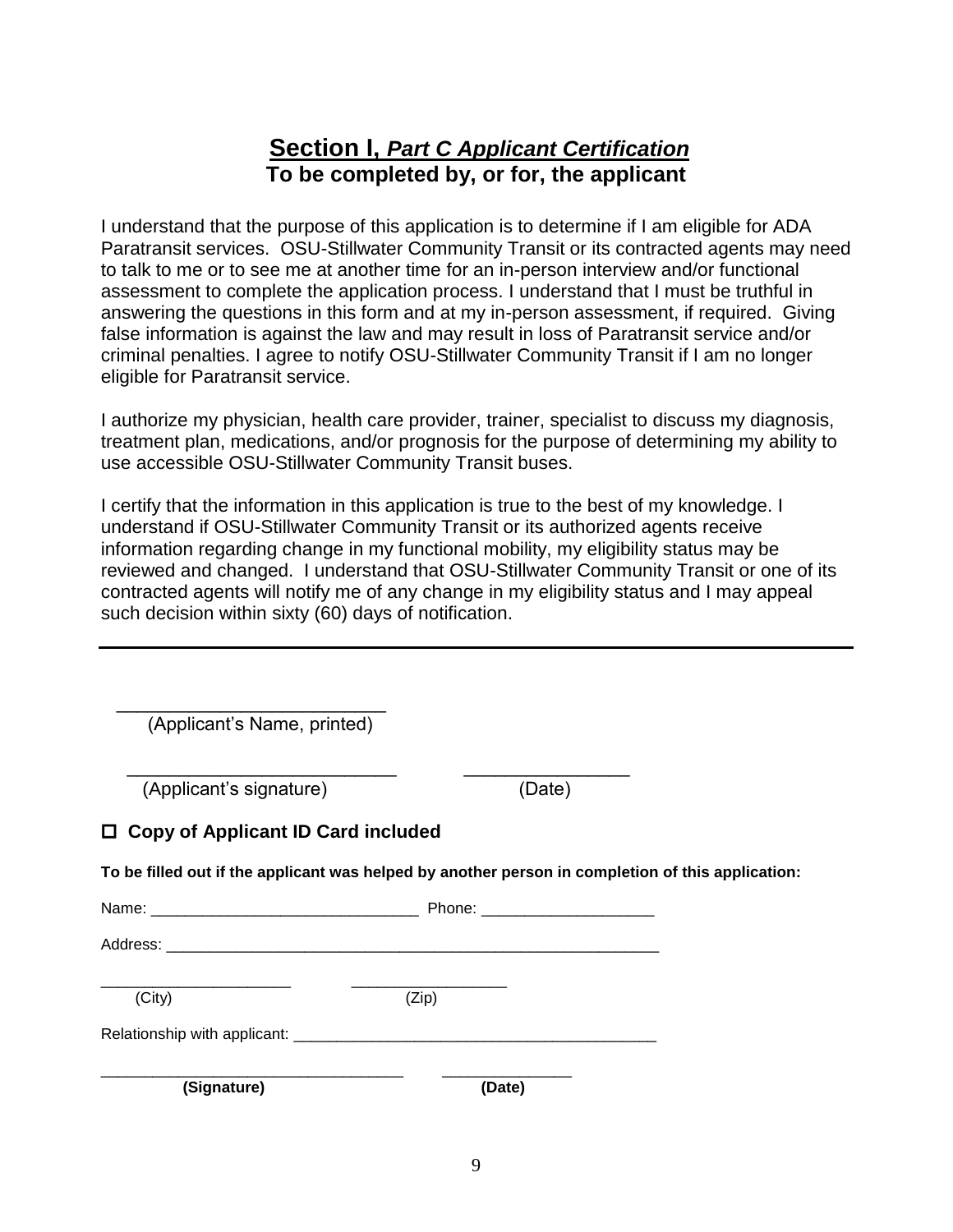## **Section I,** ***Part C Applicant Certification***

**To be completed by, or for, the applicant**

I understand that the purpose of this application is to determine if I am eligible for ADA Paratransit services. OSU-Stillwater Community Transit or its contracted agents may need to talk to me or to see me at another time for an in-person interview and/or functional assessment to complete the application process. I understand that I must be truthful in answering the questions in this form and at my in-person assessment, if required. Giving false information is against the law and may result in loss of Paratransit service and/or criminal penalties. I agree to notify OSU-Stillwater Community Transit if I am no longer eligible for Paratransit service.

I authorize my physician, health care provider, trainer, specialist to discuss my diagnosis, treatment plan, medications, and/or prognosis for the purpose of determining my ability to use accessible OSU-Stillwater Community Transit buses.

I certify that the information in this application is true to the best of my knowledge. I understand if OSU-Stillwater Community Transit or its authorized agents receive information regarding change in my functional mobility, my eligibility status may be reviewed and changed. I understand that OSU-Stillwater Community Transit or one of its contracted agents will notify me of any change in my eligibility status and I may appeal such decision within sixty (60) days of notification.

---

___________________________
(Applicant's Name, printed)

___________________________ ________________
(Applicant's signature) (Date)

☐ **Copy of Applicant ID Card included**

**To be filled out if the applicant was helped by another person in completion of this application:**

Name: _______________________________ Phone: ____________________

Address: ___________________________________________________________

_____________________ _________________
(City) (Zip)

Relationship with applicant: __________________________________________

__________________________________ ______________
**(Signature)** **(Date)**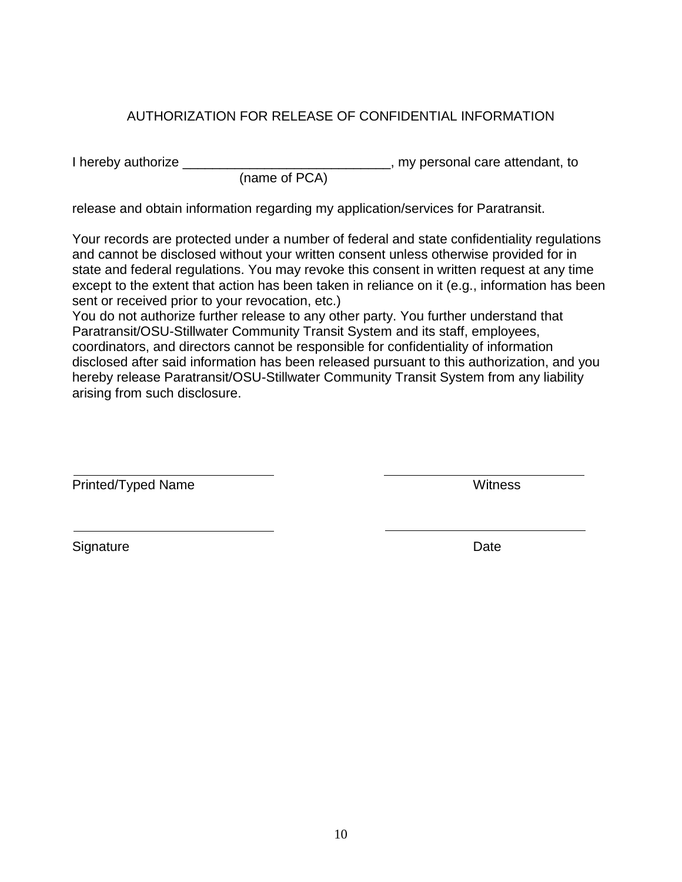# AUTHORIZATION FOR RELEASE OF CONFIDENTIAL INFORMATION

I hereby authorize ____________________________, my personal care attendant, to
(name of PCA)

release and obtain information regarding my application/services for Paratransit.

Your records are protected under a number of federal and state confidentiality regulations and cannot be disclosed without your written consent unless otherwise provided for in state and federal regulations. You may revoke this consent in written request at any time except to the extent that action has been taken in reliance on it (e.g., information has been sent or received prior to your revocation, etc.)
You do not authorize further release to any other party. You further understand that Paratransit/OSU-Stillwater Community Transit System and its staff, employees, coordinators, and directors cannot be responsible for confidentiality of information disclosed after said information has been released pursuant to this authorization, and you hereby release Paratransit/OSU-Stillwater Community Transit System from any liability arising from such disclosure.

| | |
|---|---|
| ____________________________ | ____________________________ |
| Printed/Typed Name | Witness |
| ____________________________ | ____________________________ |
| Signature | Date |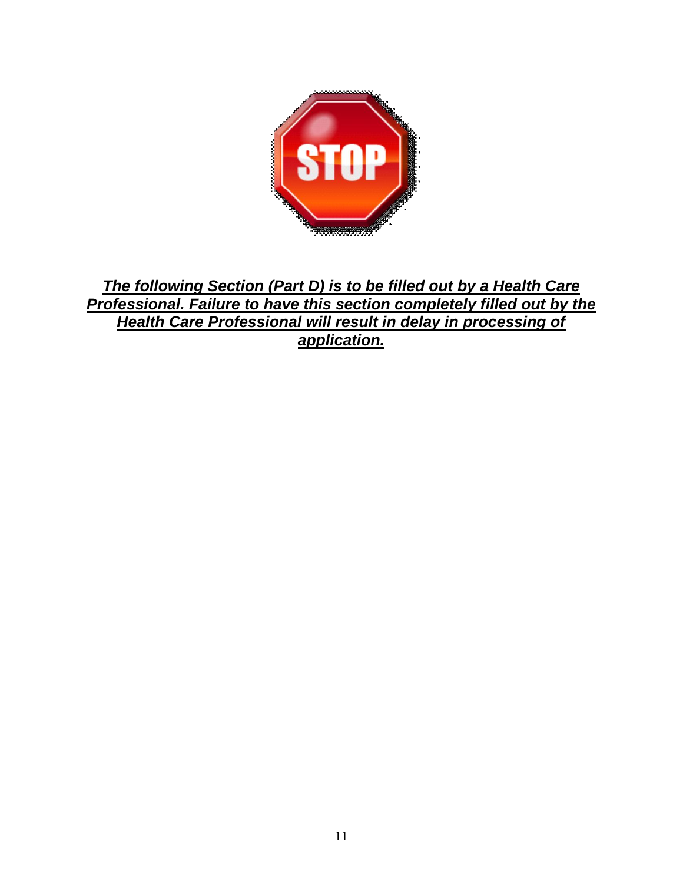***The following Section (Part D) is to be filled out by a Health Care Professional. Failure to have this section completely filled out by the Health Care Professional will result in delay in processing of application.***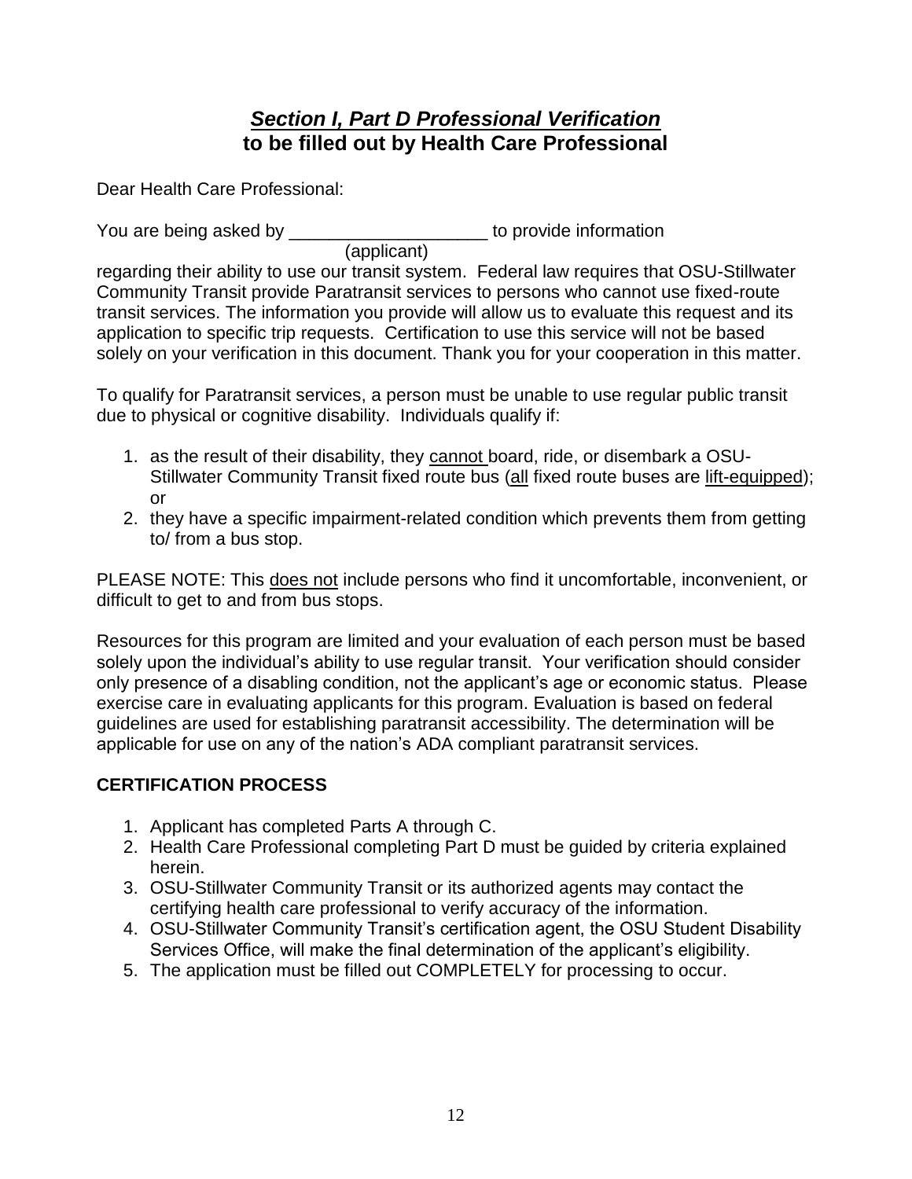## ***Section I, Part D Professional Verification***
## **to be filled out by Health Care Professional**

Dear Health Care Professional:

You are being asked by ____________________ to provide information
(applicant)
regarding their ability to use our transit system. Federal law requires that OSU-Stillwater Community Transit provide Paratransit services to persons who cannot use fixed-route transit services. The information you provide will allow us to evaluate this request and its application to specific trip requests. Certification to use this service will not be based solely on your verification in this document. Thank you for your cooperation in this matter.

To qualify for Paratransit services, a person must be unable to use regular public transit due to physical or cognitive disability. Individuals qualify if:

1. as the result of their disability, they <u>cannot</u> board, ride, or disembark a OSU-Stillwater Community Transit fixed route bus (<u>all</u> fixed route buses are <u>lift-equipped</u>); or
2. they have a specific impairment-related condition which prevents them from getting to/ from a bus stop.

PLEASE NOTE: This <u>does not</u> include persons who find it uncomfortable, inconvenient, or difficult to get to and from bus stops.

Resources for this program are limited and your evaluation of each person must be based solely upon the individual's ability to use regular transit. Your verification should consider only presence of a disabling condition, not the applicant's age or economic status. Please exercise care in evaluating applicants for this program. Evaluation is based on federal guidelines are used for establishing paratransit accessibility. The determination will be applicable for use on any of the nation's ADA compliant paratransit services.

**CERTIFICATION PROCESS**

1. Applicant has completed Parts A through C.
2. Health Care Professional completing Part D must be guided by criteria explained herein.
3. OSU-Stillwater Community Transit or its authorized agents may contact the certifying health care professional to verify accuracy of the information.
4. OSU-Stillwater Community Transit's certification agent, the OSU Student Disability Services Office, will make the final determination of the applicant's eligibility.
5. The application must be filled out COMPLETELY for processing to occur.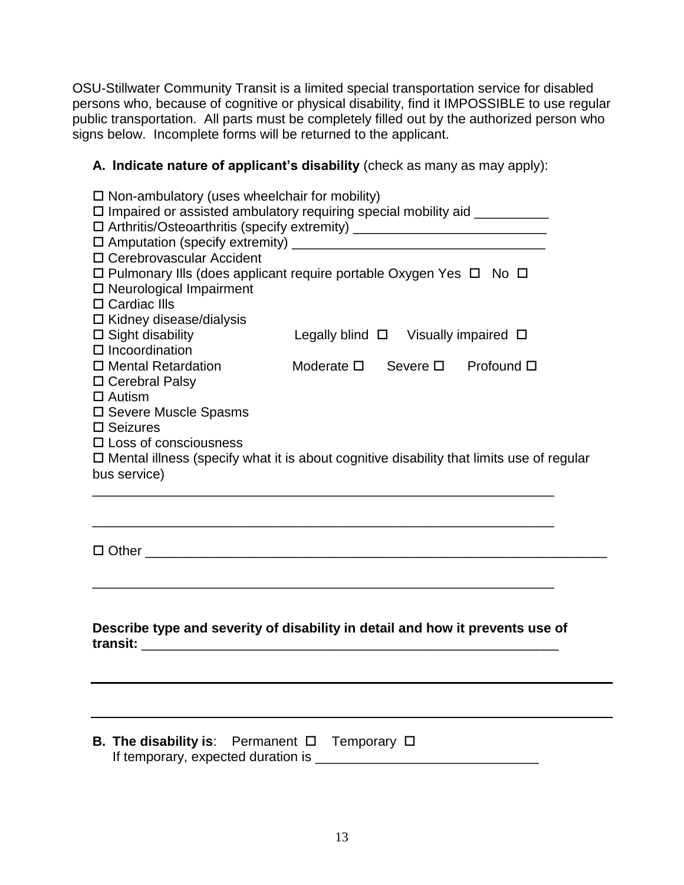OSU-Stillwater Community Transit is a limited special transportation service for disabled persons who, because of cognitive or physical disability, find it IMPOSSIBLE to use regular public transportation. All parts must be completely filled out by the authorized person who signs below. Incomplete forms will be returned to the applicant.

**A. Indicate nature of applicant's disability** (check as many as may apply):

- ☐ Non-ambulatory (uses wheelchair for mobility)
- ☐ Impaired or assisted ambulatory requiring special mobility aid __________
- ☐ Arthritis/Osteoarthritis (specify extremity) __________________________
- ☐ Amputation (specify extremity) _________________________________
- ☐ Cerebrovascular Accident
- ☐ Pulmonary Ills (does applicant require portable Oxygen Yes ☐ No ☐
- ☐ Neurological Impairment
- ☐ Cardiac Ills
- ☐ Kidney disease/dialysis
- ☐ Sight disability     Legally blind ☐   Visually impaired ☐
- ☐ Incoordination
- ☐ Mental Retardation     Moderate ☐   Severe ☐   Profound ☐
- ☐ Cerebral Palsy
- ☐ Autism
- ☐ Severe Muscle Spasms
- ☐ Seizures
- ☐ Loss of consciousness
- ☐ Mental illness (specify what it is about cognitive disability that limits use of regular bus service)

_______________________________________________________________

_______________________________________________________________

- ☐ Other _______________________________________________________________

_______________________________________________________________

**Describe type and severity of disability in detail and how it prevents use of transit:** _________________________________________________________

_______________________________________________________________

_______________________________________________________________

**B. The disability is**: Permanent ☐ Temporary ☐
If temporary, expected duration is ______________________________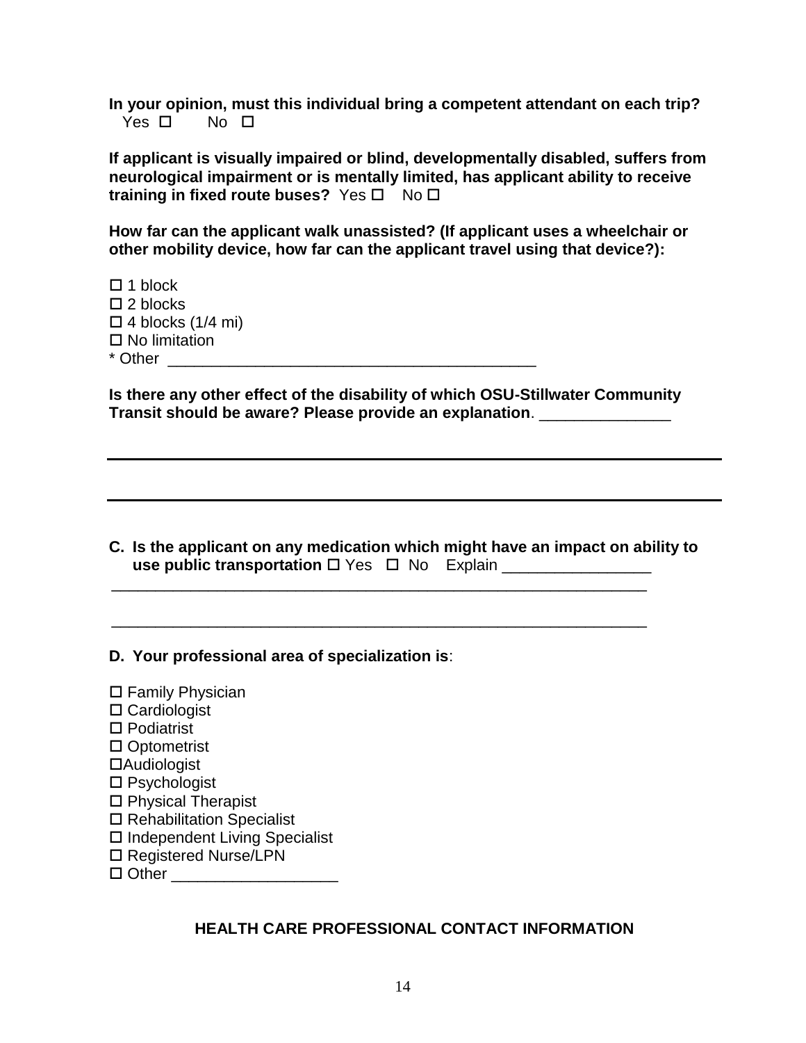**In your opinion, must this individual bring a competent attendant on each trip?**
Yes ☐ No ☐

**If applicant is visually impaired or blind, developmentally disabled, suffers from neurological impairment or is mentally limited, has applicant ability to receive training in fixed route buses?** Yes ☐ No ☐

**How far can the applicant walk unassisted? (If applicant uses a wheelchair or other mobility device, how far can the applicant travel using that device?):**

☐ 1 block
☐ 2 blocks
☐ 4 blocks (1/4 mi)
☐ No limitation
* Other ________________________________________

**Is there any other effect of the disability of which OSU-Stillwater Community Transit should be aware? Please provide an explanation**. ______________

______________________________________________________________________

______________________________________________________________________

**C. Is the applicant on any medication which might have an impact on ability to use public transportation** ☐ Yes ☐ No Explain ________________

______________________________________________________________

______________________________________________________________

**D. Your professional area of specialization is**:

☐ Family Physician
☐ Cardiologist
☐ Podiatrist
☐ Optometrist
☐Audiologist
☐ Psychologist
☐ Physical Therapist
☐ Rehabilitation Specialist
☐ Independent Living Specialist
☐ Registered Nurse/LPN
☐ Other __________________

## HEALTH CARE PROFESSIONAL CONTACT INFORMATION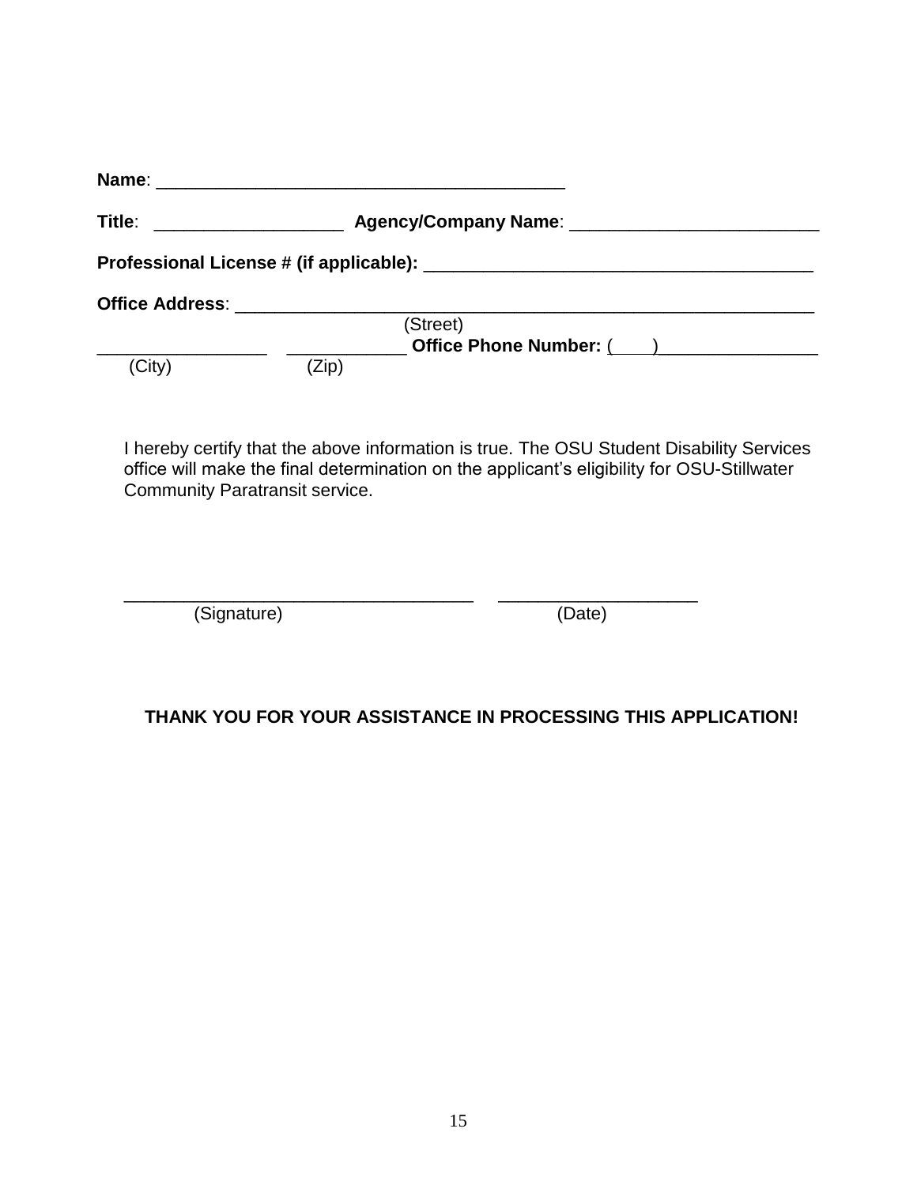**Name**: ___________________________________________

**Title**: ____________________ **Agency/Company Name**: __________________________

**Professional License # (if applicable):** ________________________________________

**Office Address**: ______________________________________________________________

(Street)

__________________ _____________ **Office Phone Number:** (____)_________________

(City) (Zip)

I hereby certify that the above information is true. The OSU Student Disability Services office will make the final determination on the applicant's eligibility for OSU-Stillwater Community Paratransit service.

____________________________________ ____________________

(Signature) (Date)

**THANK YOU FOR YOUR ASSISTANCE IN PROCESSING THIS APPLICATION!**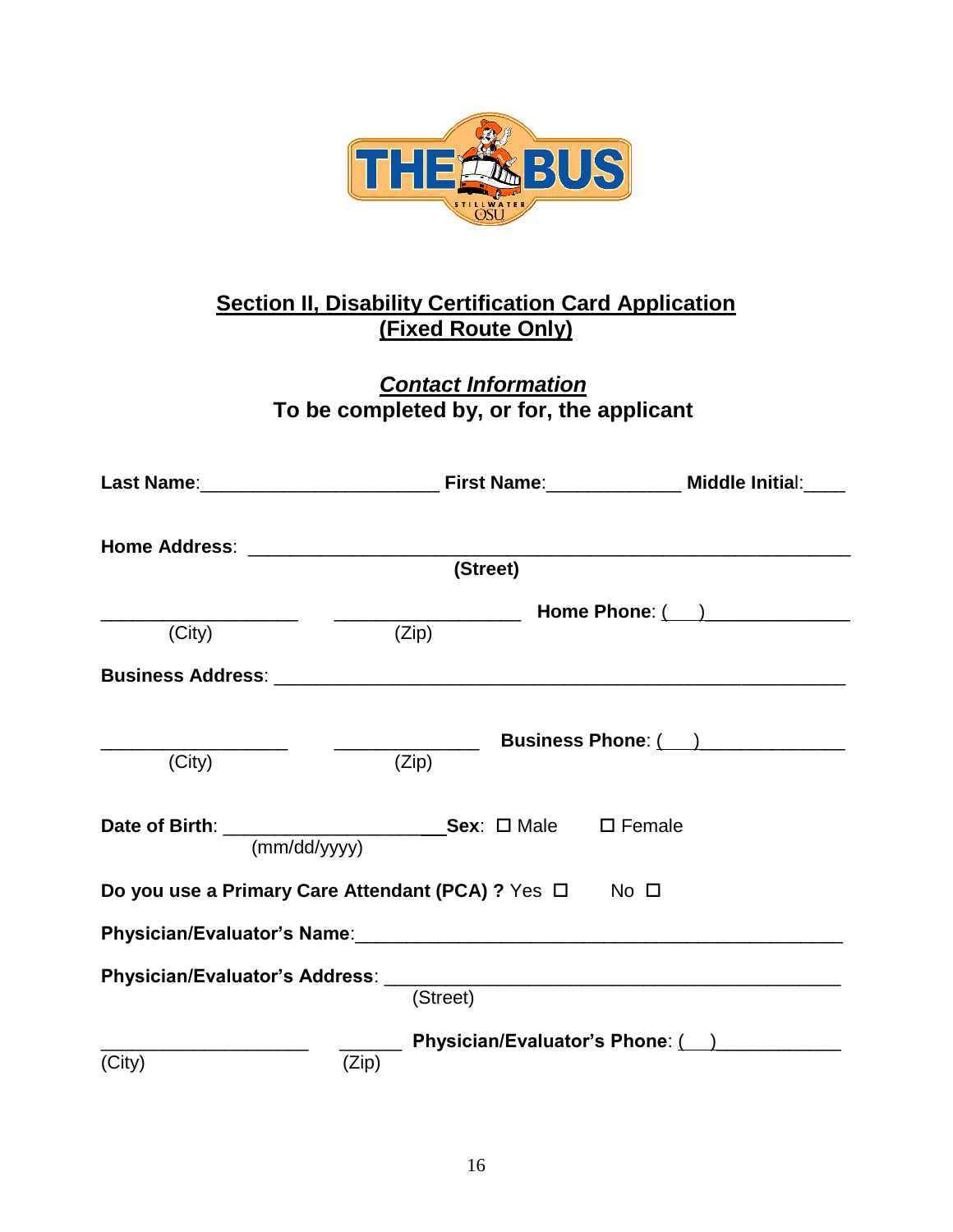## Section II, Disability Certification Card Application
## (Fixed Route Only)

### *Contact Information*
**To be completed by, or for, the applicant**

**Last Name**:______________________ **First Name**:_____________ **Middle Initial**:____

**Home Address**: ________________________________________________________
(Street)

___________________ __________________ **Home Phone**: (___)______________
(City) (Zip)

**Business Address**: ______________________________________________________

__________________ ______________ **Business Phone**: (___)______________
(City) (Zip)

**Date of Birth**: ______________________ **Sex**: ☐ Male ☐ Female
(mm/dd/yyyy)

**Do you use a Primary Care Attendant (PCA) ?** Yes ☐ No ☐

**Physician/Evaluator's Name**:_______________________________________________

**Physician/Evaluator's Address**: ____________________________________________
(Street)

____________________ ______ **Physician/Evaluator's Phone**: (___)____________
(City) (Zip)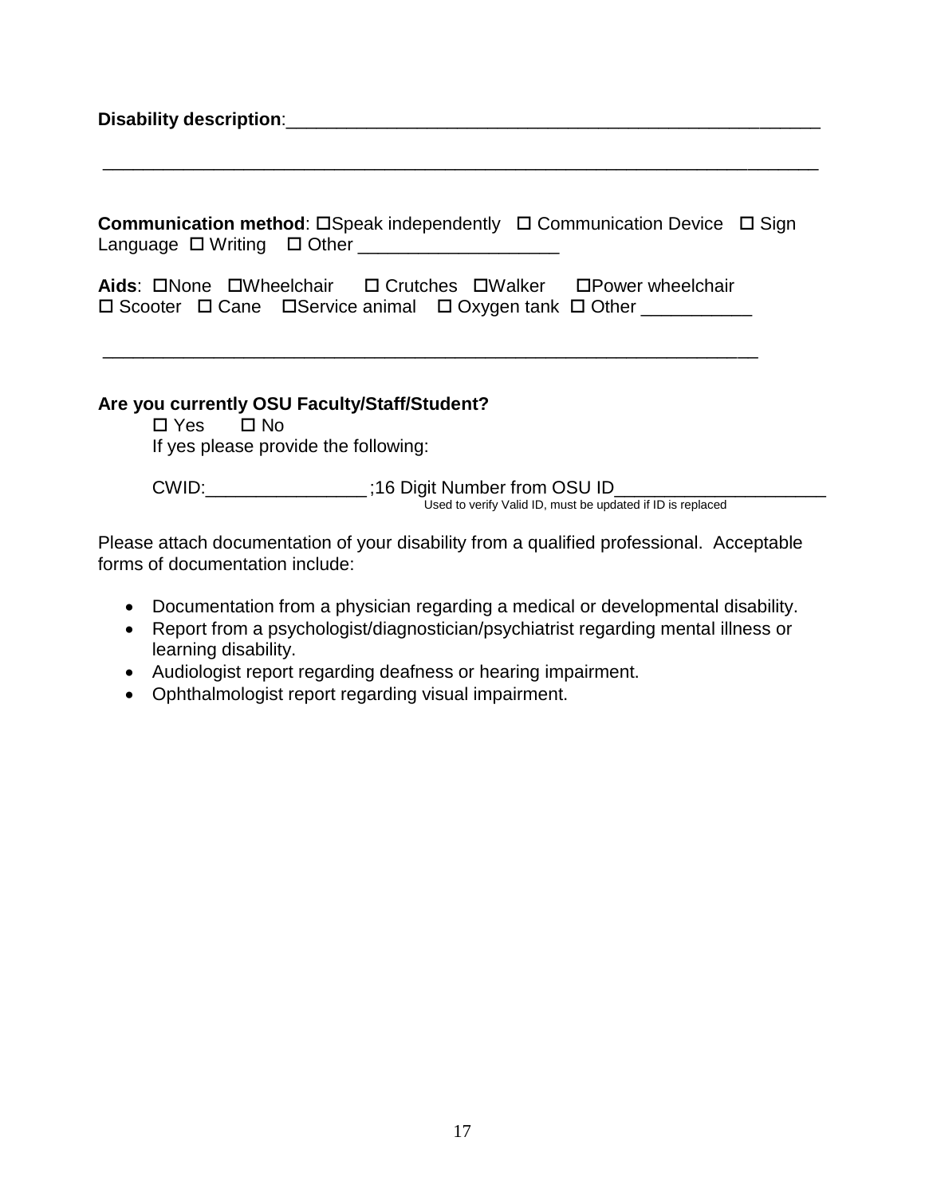**Disability description**:_______________________________________________________

_________________________________________________________________________

**Communication method**: ☐Speak independently ☐ Communication Device ☐ Sign Language ☐ Writing ☐ Other ____________________

**Aids**: ☐None ☐Wheelchair ☐ Crutches ☐Walker ☐Power wheelchair ☐ Scooter ☐ Cane ☐Service animal ☐ Oxygen tank ☐ Other ___________

_________________________________________________________________

**Are you currently OSU Faculty/Staff/Student?**

☐ Yes ☐ No

If yes please provide the following:

CWID:________________ ;16 Digit Number from OSU ID_____________________

Used to verify Valid ID, must be updated if ID is replaced

Please attach documentation of your disability from a qualified professional. Acceptable forms of documentation include:

- Documentation from a physician regarding a medical or developmental disability.
- Report from a psychologist/diagnostician/psychiatrist regarding mental illness or learning disability.
- Audiologist report regarding deafness or hearing impairment.
- Ophthalmologist report regarding visual impairment.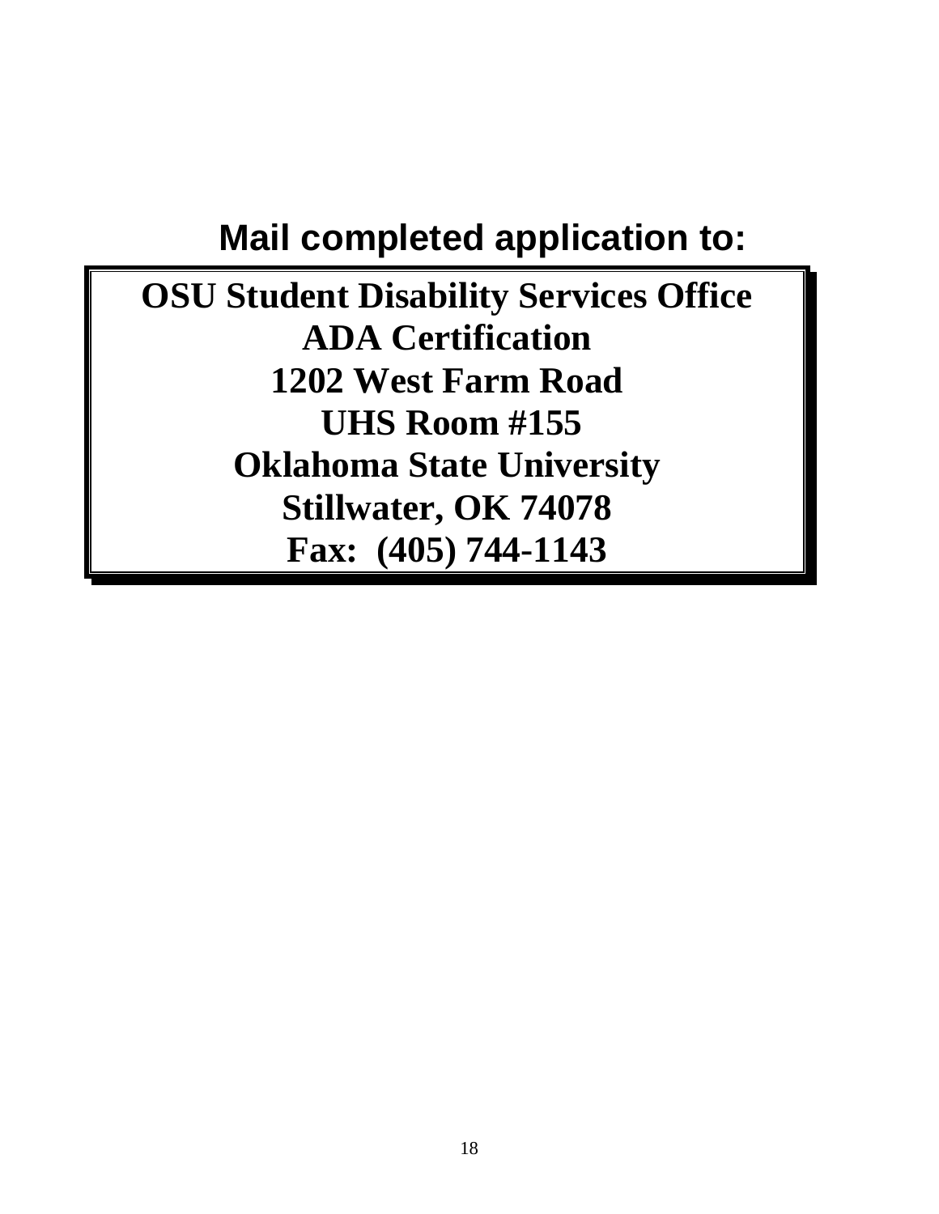## Mail completed application to:

**OSU Student Disability Services Office**
**ADA Certification**
**1202 West Farm Road**
**UHS Room #155**
**Oklahoma State University**
**Stillwater, OK 74078**
**Fax: (405) 744-1143**